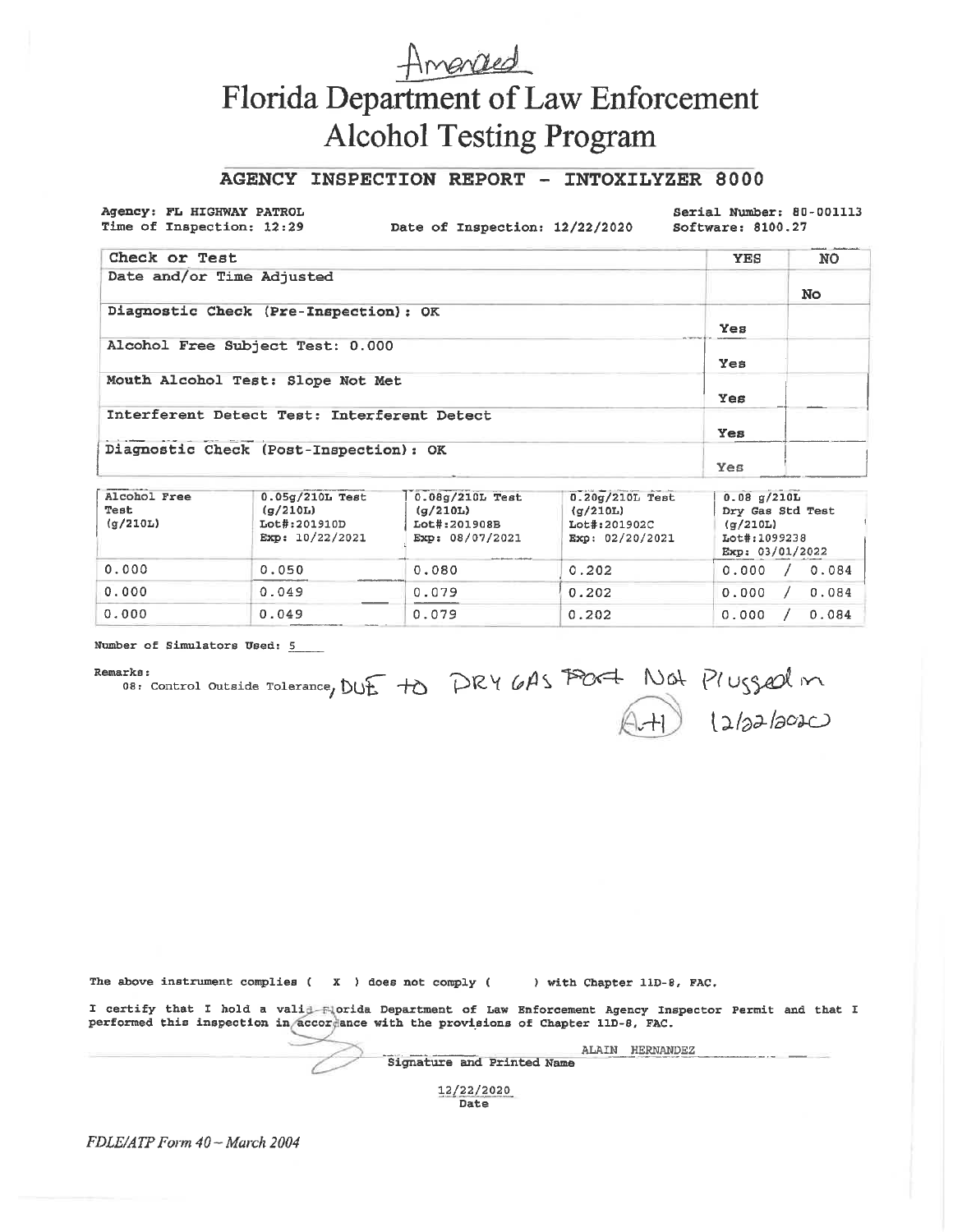Amended

# Florida Department of Law Enforcement
# Alcohol Testing Program

## AGENCY INSPECTION REPORT - INTOXILYZER 8000

**Agency:** FL HIGHWAY PATROL
**Time of Inspection:** 12:29
**Date of Inspection:** 12/22/2020
**Serial Number:** 80-001113
**Software:** 8100.27

| Check or Test | YES | NO |
|---|---|---|
| Date and/or Time Adjusted | | No |
| Diagnostic Check (Pre-Inspection): OK | Yes | |
| Alcohol Free Subject Test: 0.000 | Yes | |
| Mouth Alcohol Test: Slope Not Met | Yes | |
| Interferent Detect Test: Interferent Detect | Yes | |
| Diagnostic Check (Post-Inspection): OK | Yes | |

| Alcohol Free Test (g/210L) | 0.05g/210L Test (g/210L) Lot#:201910D Exp: 10/22/2021 | 0.08g/210L Test (g/210L) Lot#:201908B Exp: 08/07/2021 | 0.20g/210L Test (g/210L) Lot#:201902C Exp: 02/20/2021 | 0.08 g/210L Dry Gas Std Test (g/210L) Lot#:1099238 Exp: 03/01/2022 |
|---|---|---|---|---|
| 0.000 | 0.050 | 0.080 | 0.202 | 0.000 / 0.084 |
| 0.000 | 0.049 | 0.079 | 0.202 | 0.000 / 0.084 |
| 0.000 | 0.049 | 0.079 | 0.202 | 0.000 / 0.084 |

Number of Simulators Used: 5

Remarks:
08: Control Outside Tolerance, DUE TO DRY GAS PORT Not Plugged in
AH 12/22/2020

The above instrument complies ( X ) does not comply ( ) with Chapter 11D-8, FAC.

I certify that I hold a valid Florida Department of Law Enforcement Agency Inspector Permit and that I performed this inspection in accordance with the provisions of Chapter 11D-8, FAC.

ALAIN HERNANDEZ
Signature and Printed Name

12/22/2020
Date

*FDLE/ATP Form 40 – March 2004*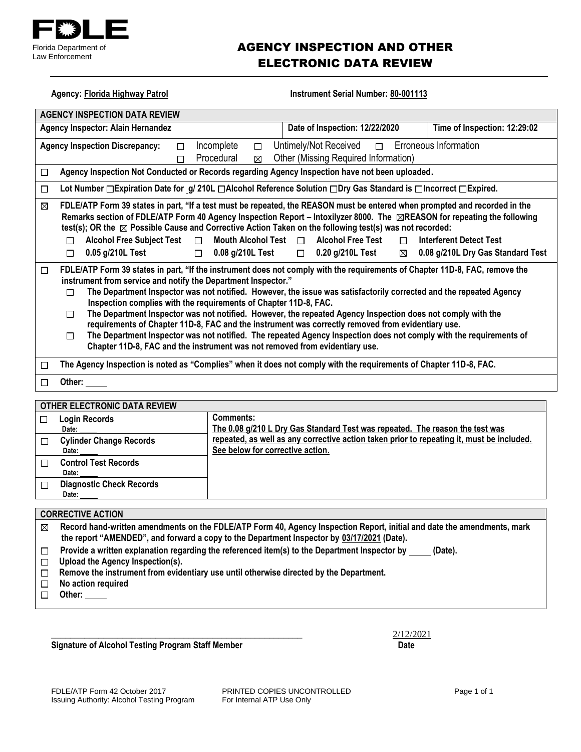FDLE

Florida Department of Law Enforcement

# AGENCY INSPECTION AND OTHER ELECTRONIC DATA REVIEW

**Agency:** **Florida Highway Patrol** **Instrument Serial Number:** **80-001113**

## AGENCY INSPECTION DATA REVIEW

| | | |
|---|---|---|
| **Agency Inspector: Alain Hernandez** | **Date of Inspection: 12/22/2020** | **Time of Inspection: 12:29:02** |

**Agency Inspection Discrepancy:** ☐ Incomplete ☐ Untimely/Not Received ☐ Erroneous Information ☐ Procedural ☒ Other (Missing Required Information)

☐ **Agency Inspection Not Conducted or Records regarding Agency Inspection have not been uploaded.**

☐ **Lot Number ☐Expiration Date for \_g/ 210L ☐Alcohol Reference Solution ☐Dry Gas Standard is ☐Incorrect ☐Expired.**

☒ **FDLE/ATP Form 39 states in part, "If a test must be repeated, the REASON must be entered when prompted and recorded in the Remarks section of FDLE/ATP Form 40 Agency Inspection Report – Intoxilyzer 8000. The ☒REASON for repeating the following test(s); OR the ☒ Possible Cause and Corrective Action Taken on the following test(s) was not recorded:**

- ☐ **Alcohol Free Subject Test** ☐ **Mouth Alcohol Test** ☐ **Alcohol Free Test** ☐ **Interferent Detect Test**
- ☐ **0.05 g/210L Test** ☐ **0.08 g/210L Test** ☐ **0.20 g/210L Test** ☒ **0.08 g/210L Dry Gas Standard Test**

☐ **FDLE/ATP Form 39 states in part, "If the instrument does not comply with the requirements of Chapter 11D-8, FAC, remove the instrument from service and notify the Department Inspector."**

- ☐ **The Department Inspector was not notified. However, the issue was satisfactorily corrected and the repeated Agency Inspection complies with the requirements of Chapter 11D-8, FAC.**
- ☐ **The Department Inspector was not notified. However, the repeated Agency Inspection does not comply with the requirements of Chapter 11D-8, FAC and the instrument was correctly removed from evidentiary use.**
- ☐ **The Department Inspector was not notified. The repeated Agency Inspection does not comply with the requirements of Chapter 11D-8, FAC and the instrument was not removed from evidentiary use.**

☐ **The Agency Inspection is noted as "Complies" when it does not comply with the requirements of Chapter 11D-8, FAC.**

☐ **Other:** \_\_\_\_\_

## OTHER ELECTRONIC DATA REVIEW

| | |
|---|---|
| ☐ **Login Records** Date: \_\_\_\_\_ | **Comments:** **The 0.08 g/210 L Dry Gas Standard Test was repeated. The reason the test was repeated, as well as any corrective action taken prior to repeating it, must be included. See below for corrective action.** |
| ☐ **Cylinder Change Records** Date: \_\_\_\_\_ | |
| ☐ **Control Test Records** Date: \_\_\_\_\_ | |
| ☐ **Diagnostic Check Records** Date: \_\_\_\_\_ | |

## CORRECTIVE ACTION

☒ **Record hand-written amendments on the FDLE/ATP Form 40, Agency Inspection Report, initial and date the amendments, mark the report "AMENDED", and forward a copy to the Department Inspector by 03/17/2021 (Date).**

☐ **Provide a written explanation regarding the referenced item(s) to the Department Inspector by \_\_\_\_\_ (Date).**

☐ **Upload the Agency Inspection(s).**

☐ **Remove the instrument from evidentiary use until otherwise directed by the Department.**

☐ **No action required**

☐ **Other:** \_\_\_\_\_

\_\_\_\_\_\_\_\_\_\_\_\_\_\_\_\_\_\_\_\_\_\_\_\_\_\_\_\_\_\_\_\_\_\_\_\_\_\_\_\_ 2/12/2021

**Signature of Alcohol Testing Program Staff Member** **Date**

FDLE/ATP Form 42 October 2017
Issuing Authority: Alcohol Testing Program

PRINTED COPIES UNCONTROLLED
For Internal ATP Use Only